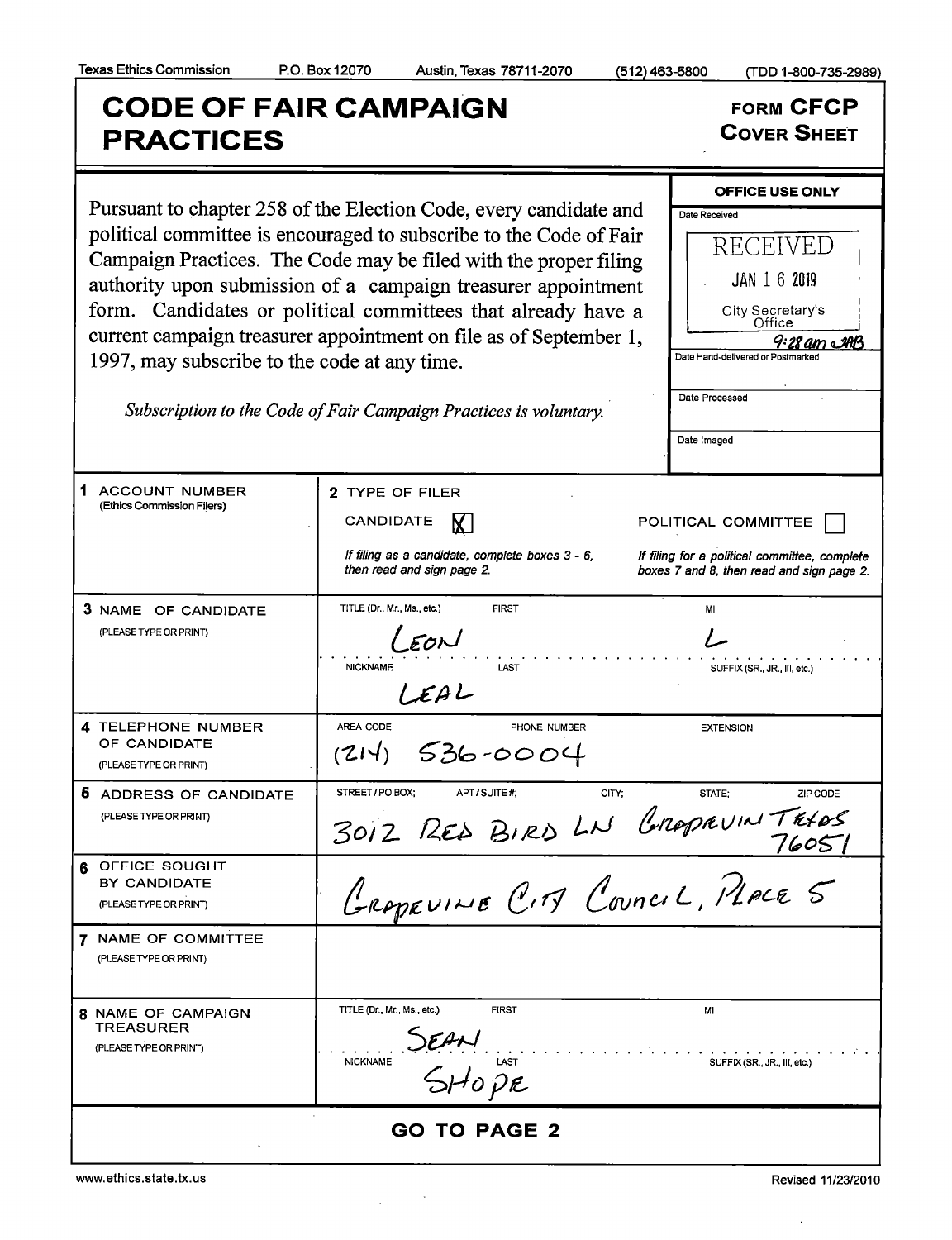Texas Ethics Commission P.O. Box 12070 Austin, Texas 78711-2070 (512) 463-5800 (TDD 1-800-735-2989)

# CODE OF FAIR CAMPAIGN PRACTICES

**FORM CFCP**
**COVER SHEET**

Pursuant to chapter 258 of the Election Code, every candidate and political committee is encouraged to subscribe to the Code of Fair Campaign Practices. The Code may be filed with the proper filing authority upon submission of a campaign treasurer appointment form. Candidates or political committees that already have a current campaign treasurer appointment on file as of September 1, 1997, may subscribe to the code at any time.

*Subscription to the Code of Fair Campaign Practices is voluntary.*

**OFFICE USE ONLY**

Date Received: RECEIVED JAN 16 2019 City Secretary's Office 9:28 am JAB

Date Hand-delivered or Postmarked

Date Processed

Date Imaged

| | |
|---|---|
| **1 ACCOUNT NUMBER** (Ethics Commission Filers) | **2 TYPE OF FILER** CANDIDATE [X] POLITICAL COMMITTEE [ ] <br> *If filing as a candidate, complete boxes 3 - 6, then read and sign page 2.* *If filing for a political committee, complete boxes 7 and 8, then read and sign page 2.* |
| **3 NAME OF CANDIDATE** (PLEASE TYPE OR PRINT) | TITLE (Dr., Mr., Ms., etc.): <br> FIRST: Leon <br> MI: L <br> NICKNAME: <br> LAST: Leal <br> SUFFIX (SR., JR., III, etc.): |
| **4 TELEPHONE NUMBER OF CANDIDATE** (PLEASE TYPE OR PRINT) | AREA CODE: (214) PHONE NUMBER: 536-0004 EXTENSION: |
| **5 ADDRESS OF CANDIDATE** (PLEASE TYPE OR PRINT) | STREET / PO BOX: 3012 Red Bird Ln APT / SUITE #: CITY: Grapevin STATE: Texas ZIP CODE: 76051 |
| **6 OFFICE SOUGHT BY CANDIDATE** (PLEASE TYPE OR PRINT) | Grapevine City Council, Place 5 |
| **7 NAME OF COMMITTEE** (PLEASE TYPE OR PRINT) | |
| **8 NAME OF CAMPAIGN TREASURER** (PLEASE TYPE OR PRINT) | TITLE (Dr., Mr., Ms., etc.): <br> FIRST: Sean <br> MI: <br> NICKNAME: <br> LAST: Shope <br> SUFFIX (SR., JR., III, etc.): |

**GO TO PAGE 2**

www.ethics.state.tx.us Revised 11/23/2010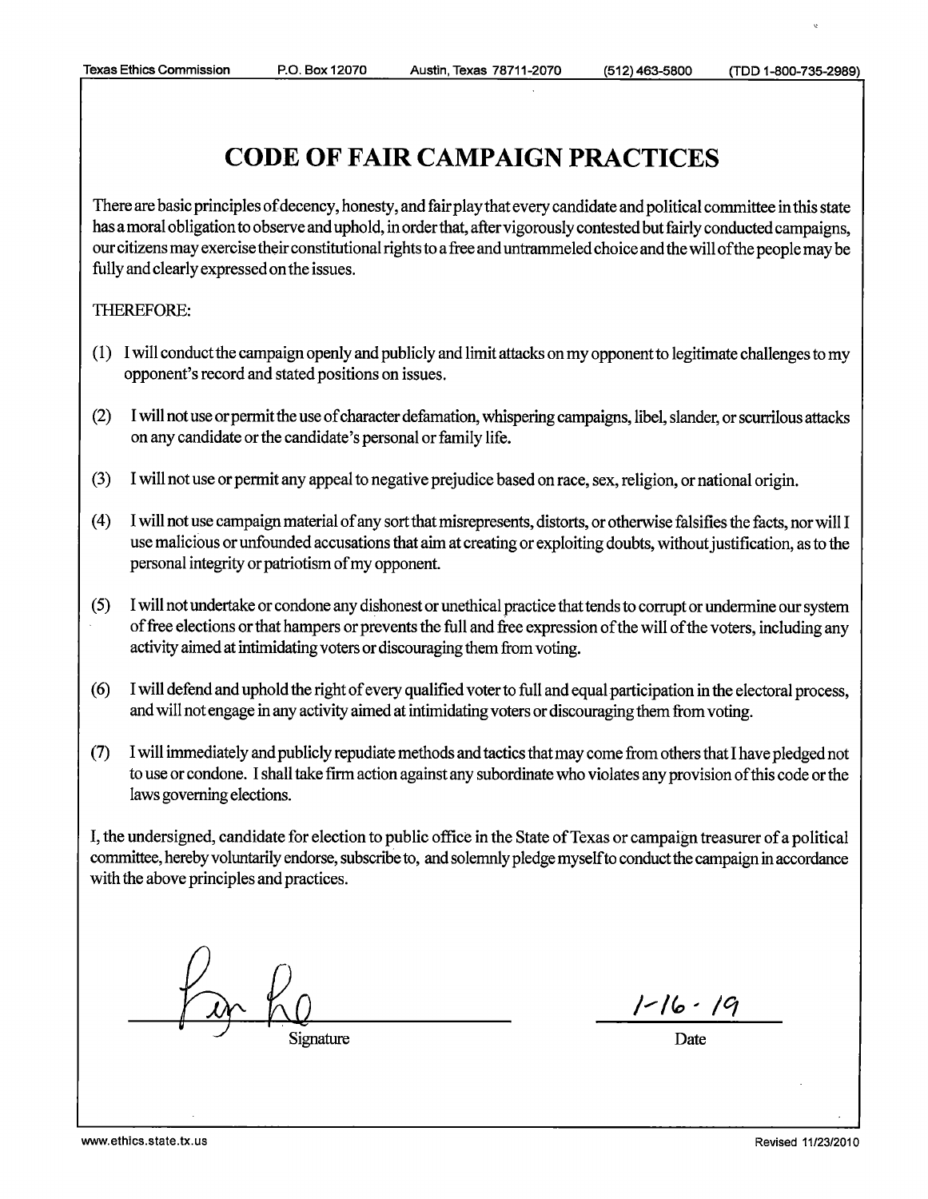Texas Ethics Commission    P.O. Box 12070    Austin, Texas 78711-2070    (512) 463-5800    (TDD 1-800-735-2989)

# CODE OF FAIR CAMPAIGN PRACTICES

There are basic principles of decency, honesty, and fair play that every candidate and political committee in this state has a moral obligation to observe and uphold, in order that, after vigorously contested but fairly conducted campaigns, our citizens may exercise their constitutional rights to a free and untrammeled choice and the will of the people may be fully and clearly expressed on the issues.

THEREFORE:

(1) I will conduct the campaign openly and publicly and limit attacks on my opponent to legitimate challenges to my opponent's record and stated positions on issues.

(2) I will not use or permit the use of character defamation, whispering campaigns, libel, slander, or scurrilous attacks on any candidate or the candidate's personal or family life.

(3) I will not use or permit any appeal to negative prejudice based on race, sex, religion, or national origin.

(4) I will not use campaign material of any sort that misrepresents, distorts, or otherwise falsifies the facts, nor will I use malicious or unfounded accusations that aim at creating or exploiting doubts, without justification, as to the personal integrity or patriotism of my opponent.

(5) I will not undertake or condone any dishonest or unethical practice that tends to corrupt or undermine our system of free elections or that hampers or prevents the full and free expression of the will of the voters, including any activity aimed at intimidating voters or discouraging them from voting.

(6) I will defend and uphold the right of every qualified voter to full and equal participation in the electoral process, and will not engage in any activity aimed at intimidating voters or discouraging them from voting.

(7) I will immediately and publicly repudiate methods and tactics that may come from others that I have pledged not to use or condone. I shall take firm action against any subordinate who violates any provision of this code or the laws governing elections.

I, the undersigned, candidate for election to public office in the State of Texas or campaign treasurer of a political committee, hereby voluntarily endorse, subscribe to, and solemnly pledge myself to conduct the campaign in accordance with the above principles and practices.

[Signature]
Signature

1-16-19
Date

www.ethics.state.tx.us    Revised 11/23/2010